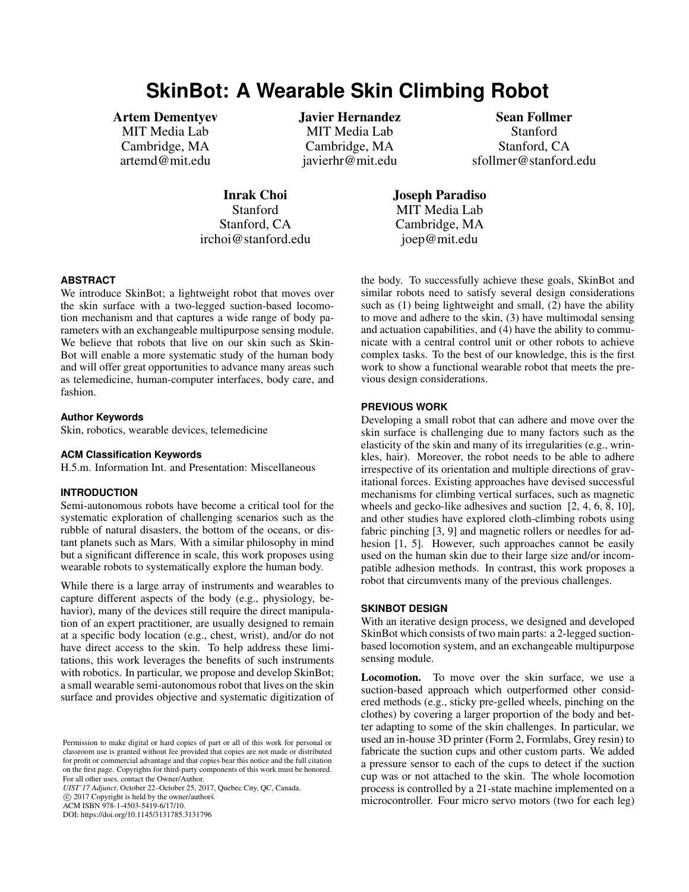# SkinBot: A Wearable Skin Climbing Robot

**Artem Dementyev**
MIT Media Lab
Cambridge, MA
artemd@mit.edu

**Javier Hernandez**
MIT Media Lab
Cambridge, MA
javierhr@mit.edu

**Sean Follmer**
Stanford
Stanford, CA
sfollmer@stanford.edu

**Inrak Choi**
Stanford
Stanford, CA
irchoi@stanford.edu

**Joseph Paradiso**
MIT Media Lab
Cambridge, MA
joep@mit.edu

## ABSTRACT

We introduce SkinBot; a lightweight robot that moves over the skin surface with a two-legged suction-based locomotion mechanism and that captures a wide range of body parameters with an exchangeable multipurpose sensing module. We believe that robots that live on our skin such as SkinBot will enable a more systematic study of the human body and will offer great opportunities to advance many areas such as telemedicine, human-computer interfaces, body care, and fashion.

### Author Keywords

Skin, robotics, wearable devices, telemedicine

### ACM Classification Keywords

H.5.m. Information Int. and Presentation: Miscellaneous

## INTRODUCTION

Semi-autonomous robots have become a critical tool for the systematic exploration of challenging scenarios such as the rubble of natural disasters, the bottom of the oceans, or distant planets such as Mars. With a similar philosophy in mind but a significant difference in scale, this work proposes using wearable robots to systematically explore the human body.

While there is a large array of instruments and wearables to capture different aspects of the body (e.g., physiology, behavior), many of the devices still require the direct manipulation of an expert practitioner, are usually designed to remain at a specific body location (e.g., chest, wrist), and/or do not have direct access to the skin. To help address these limitations, this work leverages the benefits of such instruments with robotics. In particular, we propose and develop SkinBot; a small wearable semi-autonomous robot that lives on the skin surface and provides objective and systematic digitization of the body. To successfully achieve these goals, SkinBot and similar robots need to satisfy several design considerations such as (1) being lightweight and small, (2) have the ability to move and adhere to the skin, (3) have multimodal sensing and actuation capabilities, and (4) have the ability to communicate with a central control unit or other robots to achieve complex tasks. To the best of our knowledge, this is the first work to show a functional wearable robot that meets the previous design considerations.

Permission to make digital or hard copies of part or all of this work for personal or classroom use is granted without fee provided that copies are not made or distributed for profit or commercial advantage and that copies bear this notice and the full citation on the first page. Copyrights for third-party components of this work must be honored. For all other uses, contact the Owner/Author.
*UIST'17 Adjunct*, October 22–October 25, 2017, Quebec City, QC, Canada.
© 2017 Copyright is held by the owner/authors.
ACM ISBN 978-1-4503-5419-6/17/10.
DOI: https://doi.org/10.1145/3131785.3131796

## PREVIOUS WORK

Developing a small robot that can adhere and move over the skin surface is challenging due to many factors such as the elasticity of the skin and many of its irregularities (e.g., wrinkles, hair). Moreover, the robot needs to be able to adhere irrespective of its orientation and multiple directions of gravitational forces. Existing approaches have devised successful mechanisms for climbing vertical surfaces, such as magnetic wheels and gecko-like adhesives and suction [2, 4, 6, 8, 10], and other studies have explored cloth-climbing robots using fabric pinching [3, 9] and magnetic rollers or needles for adhesion [1, 5]. However, such approaches cannot be easily used on the human skin due to their large size and/or incompatible adhesion methods. In contrast, this work proposes a robot that circumvents many of the previous challenges.

## SKINBOT DESIGN

With an iterative design process, we designed and developed SkinBot which consists of two main parts: a 2-legged suction-based locomotion system, and an exchangeable multipurpose sensing module.

**Locomotion.** To move over the skin surface, we use a suction-based approach which outperformed other considered methods (e.g., sticky pre-gelled wheels, pinching on the clothes) by covering a larger proportion of the body and better adapting to some of the skin challenges. In particular, we used an in-house 3D printer (Form 2, Formlabs, Grey resin) to fabricate the suction cups and other custom parts. We added a pressure sensor to each of the cups to detect if the suction cup was or not attached to the skin. The whole locomotion process is controlled by a 21-state machine implemented on a microcontroller. Four micro servo motors (two for each leg)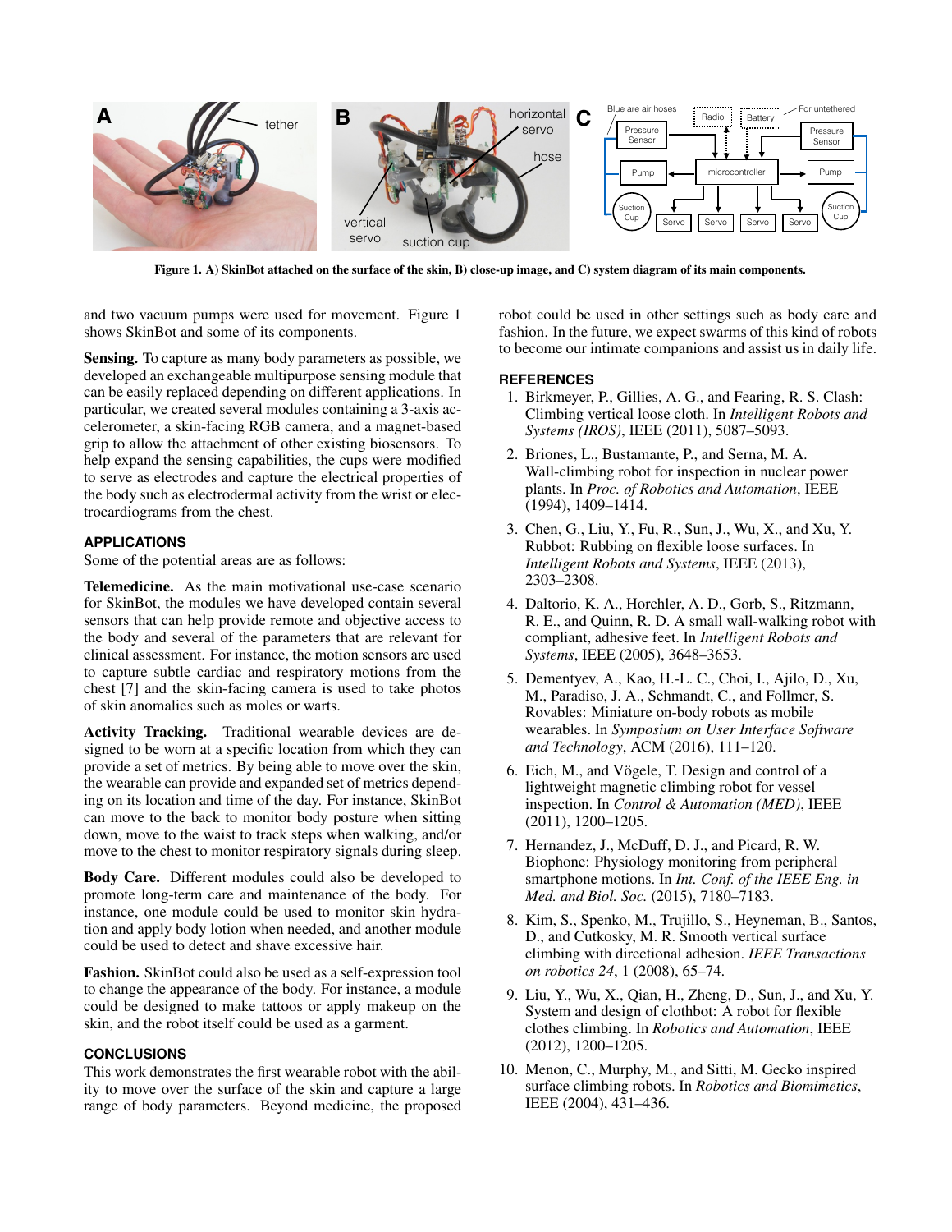Figure 1. A) SkinBot attached on the surface of the skin, B) close-up image, and C) system diagram of its main components.

and two vacuum pumps were used for movement. Figure 1 shows SkinBot and some of its components.

**Sensing.** To capture as many body parameters as possible, we developed an exchangeable multipurpose sensing module that can be easily replaced depending on different applications. In particular, we created several modules containing a 3-axis accelerometer, a skin-facing RGB camera, and a magnet-based grip to allow the attachment of other existing biosensors. To help expand the sensing capabilities, the cups were modified to serve as electrodes and capture the electrical properties of the body such as electrodermal activity from the wrist or electrocardiograms from the chest.

## APPLICATIONS

Some of the potential areas are as follows:

**Telemedicine.** As the main motivational use-case scenario for SkinBot, the modules we have developed contain several sensors that can help provide remote and objective access to the body and several of the parameters that are relevant for clinical assessment. For instance, the motion sensors are used to capture subtle cardiac and respiratory motions from the chest [7] and the skin-facing camera is used to take photos of skin anomalies such as moles or warts.

**Activity Tracking.** Traditional wearable devices are designed to be worn at a specific location from which they can provide a set of metrics. By being able to move over the skin, the wearable can provide and expanded set of metrics depending on its location and time of the day. For instance, SkinBot can move to the back to monitor body posture when sitting down, move to the waist to track steps when walking, and/or move to the chest to monitor respiratory signals during sleep.

**Body Care.** Different modules could also be developed to promote long-term care and maintenance of the body. For instance, one module could be used to monitor skin hydration and apply body lotion when needed, and another module could be used to detect and shave excessive hair.

**Fashion.** SkinBot could also be used as a self-expression tool to change the appearance of the body. For instance, a module could be designed to make tattoos or apply makeup on the skin, and the robot itself could be used as a garment.

## CONCLUSIONS

This work demonstrates the first wearable robot with the ability to move over the surface of the skin and capture a large range of body parameters. Beyond medicine, the proposed robot could be used in other settings such as body care and fashion. In the future, we expect swarms of this kind of robots to become our intimate companions and assist us in daily life.

## REFERENCES

1. Birkmeyer, P., Gillies, A. G., and Fearing, R. S. Clash: Climbing vertical loose cloth. In *Intelligent Robots and Systems (IROS)*, IEEE (2011), 5087–5093.
2. Briones, L., Bustamante, P., and Serna, M. A. Wall-climbing robot for inspection in nuclear power plants. In *Proc. of Robotics and Automation*, IEEE (1994), 1409–1414.
3. Chen, G., Liu, Y., Fu, R., Sun, J., Wu, X., and Xu, Y. Rubbot: Rubbing on flexible loose surfaces. In *Intelligent Robots and Systems*, IEEE (2013), 2303–2308.
4. Daltorio, K. A., Horchler, A. D., Gorb, S., Ritzmann, R. E., and Quinn, R. D. A small wall-walking robot with compliant, adhesive feet. In *Intelligent Robots and Systems*, IEEE (2005), 3648–3653.
5. Dementyev, A., Kao, H.-L. C., Choi, I., Ajilo, D., Xu, M., Paradiso, J. A., Schmandt, C., and Follmer, S. Rovables: Miniature on-body robots as mobile wearables. In *Symposium on User Interface Software and Technology*, ACM (2016), 111–120.
6. Eich, M., and Vögele, T. Design and control of a lightweight magnetic climbing robot for vessel inspection. In *Control & Automation (MED)*, IEEE (2011), 1200–1205.
7. Hernandez, J., McDuff, D. J., and Picard, R. W. Biophone: Physiology monitoring from peripheral smartphone motions. In *Int. Conf. of the IEEE Eng. in Med. and Biol. Soc.* (2015), 7180–7183.
8. Kim, S., Spenko, M., Trujillo, S., Heyneman, B., Santos, D., and Cutkosky, M. R. Smooth vertical surface climbing with directional adhesion. *IEEE Transactions on robotics 24*, 1 (2008), 65–74.
9. Liu, Y., Wu, X., Qian, H., Zheng, D., Sun, J., and Xu, Y. System and design of clothbot: A robot for flexible clothes climbing. In *Robotics and Automation*, IEEE (2012), 1200–1205.
10. Menon, C., Murphy, M., and Sitti, M. Gecko inspired surface climbing robots. In *Robotics and Biomimetics*, IEEE (2004), 431–436.